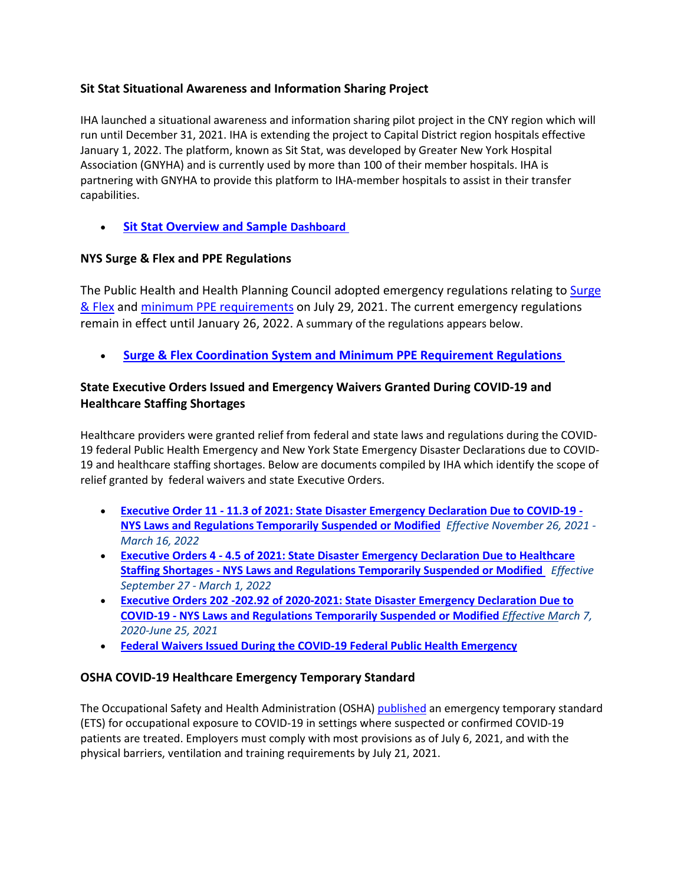### Sit Stat Situational Awareness and Information Sharing Project

IHA launched a situational awareness and information sharing pilot project in the CNY region which will run until December 31, 2021. IHA is extending the project to Capital District region hospitals effective January 1, 2022. The platform, known as Sit Stat, was developed by Greater New York Hospital Association (GNYHA) and is currently used by more than 100 of their member hospitals. IHA is partnering with GNYHA to provide this platform to IHA-member hospitals to assist in their transfer capabilities.

- **Sit Stat Overview and Sample Dashboard**

### NYS Surge & Flex and PPE Regulations

The Public Health and Health Planning Council adopted emergency regulations relating to Surge & Flex and minimum PPE requirements on July 29, 2021. The current emergency regulations remain in effect until January 26, 2022. A summary of the regulations appears below.

- **Surge & Flex Coordination System and Minimum PPE Requirement Regulations**

### State Executive Orders Issued and Emergency Waivers Granted During COVID-19 and Healthcare Staffing Shortages

Healthcare providers were granted relief from federal and state laws and regulations during the COVID-19 federal Public Health Emergency and New York State Emergency Disaster Declarations due to COVID-19 and healthcare staffing shortages. Below are documents compiled by IHA which identify the scope of relief granted by federal waivers and state Executive Orders.

- **Executive Order 11 - 11.3 of 2021: State Disaster Emergency Declaration Due to COVID-19 - NYS Laws and Regulations Temporarily Suspended or Modified** *Effective November 26, 2021 - March 16, 2022*
- **Executive Orders 4 - 4.5 of 2021: State Disaster Emergency Declaration Due to Healthcare Staffing Shortages - NYS Laws and Regulations Temporarily Suspended or Modified** *Effective September 27 - March 1, 2022*
- **Executive Orders 202 -202.92 of 2020-2021: State Disaster Emergency Declaration Due to COVID-19 - NYS Laws and Regulations Temporarily Suspended or Modified** *Effective March 7, 2020-June 25, 2021*
- **Federal Waivers Issued During the COVID-19 Federal Public Health Emergency**

### OSHA COVID-19 Healthcare Emergency Temporary Standard

The Occupational Safety and Health Administration (OSHA) published an emergency temporary standard (ETS) for occupational exposure to COVID-19 in settings where suspected or confirmed COVID-19 patients are treated. Employers must comply with most provisions as of July 6, 2021, and with the physical barriers, ventilation and training requirements by July 21, 2021.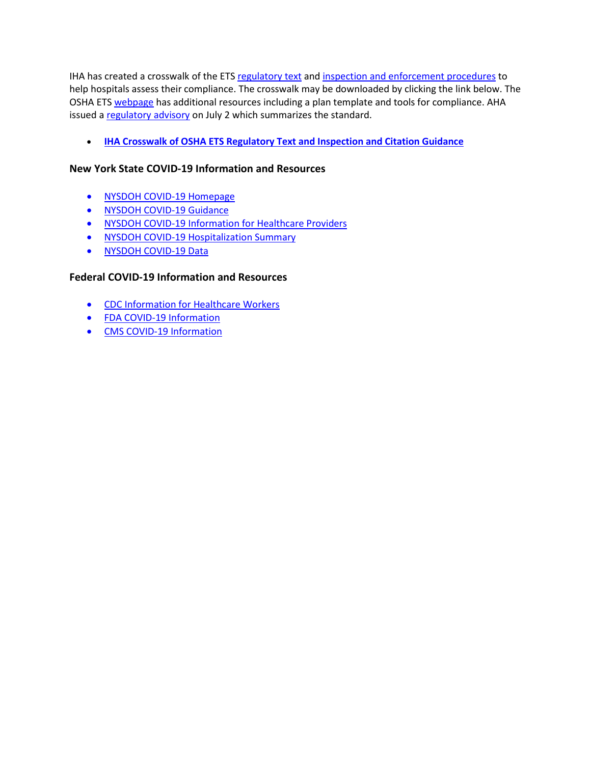IHA has created a crosswalk of the ETS regulatory text and inspection and enforcement procedures to help hospitals assess their compliance. The crosswalk may be downloaded by clicking the link below. The OSHA ETS webpage has additional resources including a plan template and tools for compliance. AHA issued a regulatory advisory on July 2 which summarizes the standard.

- **IHA Crosswalk of OSHA ETS Regulatory Text and Inspection and Citation Guidance**

### New York State COVID-19 Information and Resources

- NYSDOH COVID-19 Homepage
- NYSDOH COVID-19 Guidance
- NYSDOH COVID-19 Information for Healthcare Providers
- NYSDOH COVID-19 Hospitalization Summary
- NYSDOH COVID-19 Data

### Federal COVID-19 Information and Resources

- CDC Information for Healthcare Workers
- FDA COVID-19 Information
- CMS COVID-19 Information